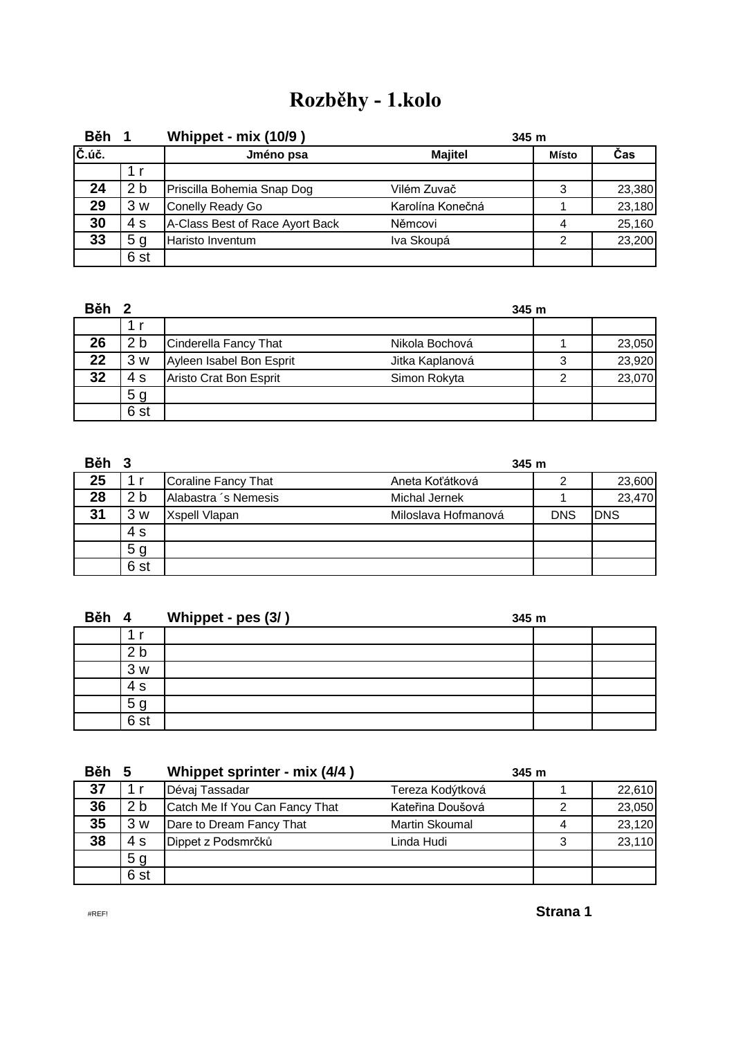# Rozběhy - 1.kolo

**Běh 1** — **Whippet - mix (10/9 )** — **345 m**

| Č.úč. | | Jméno psa | Majitel | Místo | Čas |
|---|---|---|---|---|---|
| | 1 r | | | | |
| **24** | 2 b | Priscilla Bohemia Snap Dog | Vilém Zuvač | 3 | 23,380 |
| **29** | 3 w | Conelly Ready Go | Karolína Konečná | 1 | 23,180 |
| **30** | 4 s | A-Class Best of Race Ayort Back | Němcovi | 4 | 25,160 |
| **33** | 5 g | Haristo Inventum | Iva Skoupá | 2 | 23,200 |
| | 6 st | | | | |

**Běh 2** — **345 m**

| Č.úč. | | Jméno psa | Majitel | Místo | Čas |
|---|---|---|---|---|---|
| | 1 r | | | | |
| **26** | 2 b | Cinderella Fancy That | Nikola Bochová | 1 | 23,050 |
| **22** | 3 w | Ayleen Isabel Bon Esprit | Jitka Kaplanová | 3 | 23,920 |
| **32** | 4 s | Aristo Crat Bon Esprit | Simon Rokyta | 2 | 23,070 |
| | 5 g | | | | |
| | 6 st | | | | |

**Běh 3** — **345 m**

| Č.úč. | | Jméno psa | Majitel | Místo | Čas |
|---|---|---|---|---|---|
| **25** | 1 r | Coraline Fancy That | Aneta Koťátková | 2 | 23,600 |
| **28** | 2 b | Alabastra ´s Nemesis | Michal Jernek | 1 | 23,470 |
| **31** | 3 w | Xspell Vlapan | Miloslava Hofmanová | DNS | DNS |
| | 4 s | | | | |
| | 5 g | | | | |
| | 6 st | | | | |

**Běh 4** — **Whippet - pes (3/ )** — **345 m**

| Č.úč. | | Jméno psa | Majitel | Místo | Čas |
|---|---|---|---|---|---|
| | 1 r | | | | |
| | 2 b | | | | |
| | 3 w | | | | |
| | 4 s | | | | |
| | 5 g | | | | |
| | 6 st | | | | |

**Běh 5** — **Whippet sprinter - mix (4/4 )** — **345 m**

| Č.úč. | | Jméno psa | Majitel | Místo | Čas |
|---|---|---|---|---|---|
| **37** | 1 r | Dévaj Tassadar | Tereza Kodýtková | 1 | 22,610 |
| **36** | 2 b | Catch Me If You Can Fancy That | Kateřina Doušová | 2 | 23,050 |
| **35** | 3 w | Dare to Dream Fancy That | Martin Skoumal | 4 | 23,120 |
| **38** | 4 s | Dippet z Podsmrčků | Linda Hudi | 3 | 23,110 |
| | 5 g | | | | |
| | 6 st | | | | |

#REF!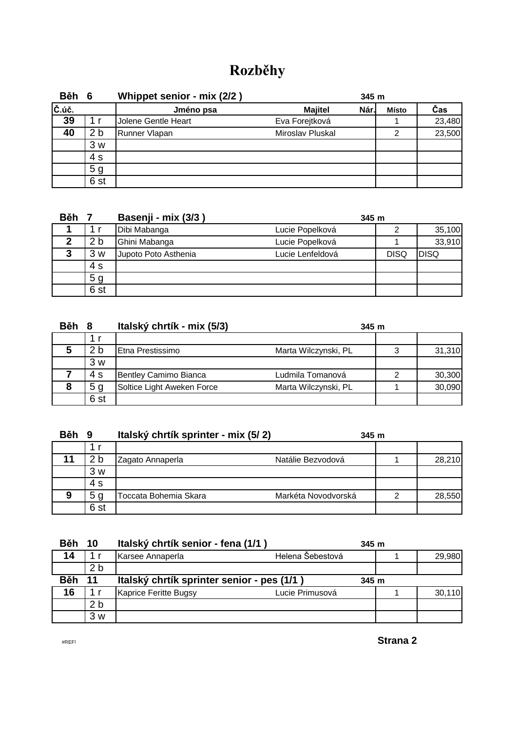# Rozběhy

**Běh 6** — **Whippet senior - mix (2/2 )** — **345 m**

| Č.úč. | | Jméno psa | Majitel | Nár. | Místo | Čas |
|---|---|---|---|---|---|---|
| 39 | 1 r | Jolene Gentle Heart | Eva Forejtková | | 1 | 23,480 |
| 40 | 2 b | Runner Vlapan | Miroslav Pluskal | | 2 | 23,500 |
| | 3 w | | | | | |
| | 4 s | | | | | |
| | 5 g | | | | | |
| | 6 st | | | | | |

**Běh 7** — **Basenji - mix (3/3 )** — **345 m**

| Č.úč. | | Jméno psa | Majitel | Nár. | Místo | Čas |
|---|---|---|---|---|---|---|
| 1 | 1 r | Dibi Mabanga | Lucie Popelková | | 2 | 35,100 |
| 2 | 2 b | Ghini Mabanga | Lucie Popelková | | 1 | 33,910 |
| 3 | 3 w | Jupoto Poto Asthenia | Lucie Lenfeldová | | DISQ | DISQ |
| | 4 s | | | | | |
| | 5 g | | | | | |
| | 6 st | | | | | |

**Běh 8** — **Italský chrtík - mix (5/3)** — **345 m**

| Č.úč. | | Jméno psa | Majitel | Nár. | Místo | Čas |
|---|---|---|---|---|---|---|
| | 1 r | | | | | |
| 5 | 2 b | Etna Prestissimo | Marta Wilczynski, PL | | 3 | 31,310 |
| | 3 w | | | | | |
| 7 | 4 s | Bentley Camimo Bianca | Ludmila Tomanová | | 2 | 30,300 |
| 8 | 5 g | Soltice Light Aweken Force | Marta Wilczynski, PL | | 1 | 30,090 |
| | 6 st | | | | | |

**Běh 9** — **Italský chrtík sprinter - mix (5/ 2)** — **345 m**

| Č.úč. | | Jméno psa | Majitel | Nár. | Místo | Čas |
|---|---|---|---|---|---|---|
| | 1 r | | | | | |
| 11 | 2 b | Zagato Annaperla | Natálie Bezvodová | | 1 | 28,210 |
| | 3 w | | | | | |
| | 4 s | | | | | |
| 9 | 5 g | Toccata Bohemia Skara | Markéta Novodvorská | | 2 | 28,550 |
| | 6 st | | | | | |

**Běh 10** — **Italský chrtík senior - fena (1/1 )** — **345 m**

| Č.úč. | | Jméno psa | Majitel | Nár. | Místo | Čas |
|---|---|---|---|---|---|---|
| 14 | 1 r | Karsee Annaperla | Helena Šebestová | | 1 | 29,980 |
| | 2 b | | | | | |

**Běh 11** — **Italský chrtík sprinter senior - pes (1/1 )** — **345 m**

| Č.úč. | | Jméno psa | Majitel | Nár. | Místo | Čas |
|---|---|---|---|---|---|---|
| 16 | 1 r | Kaprice Feritte Bugsy | Lucie Primusová | | 1 | 30,110 |
| | 2 b | | | | | |
| | 3 w | | | | | |

#REF!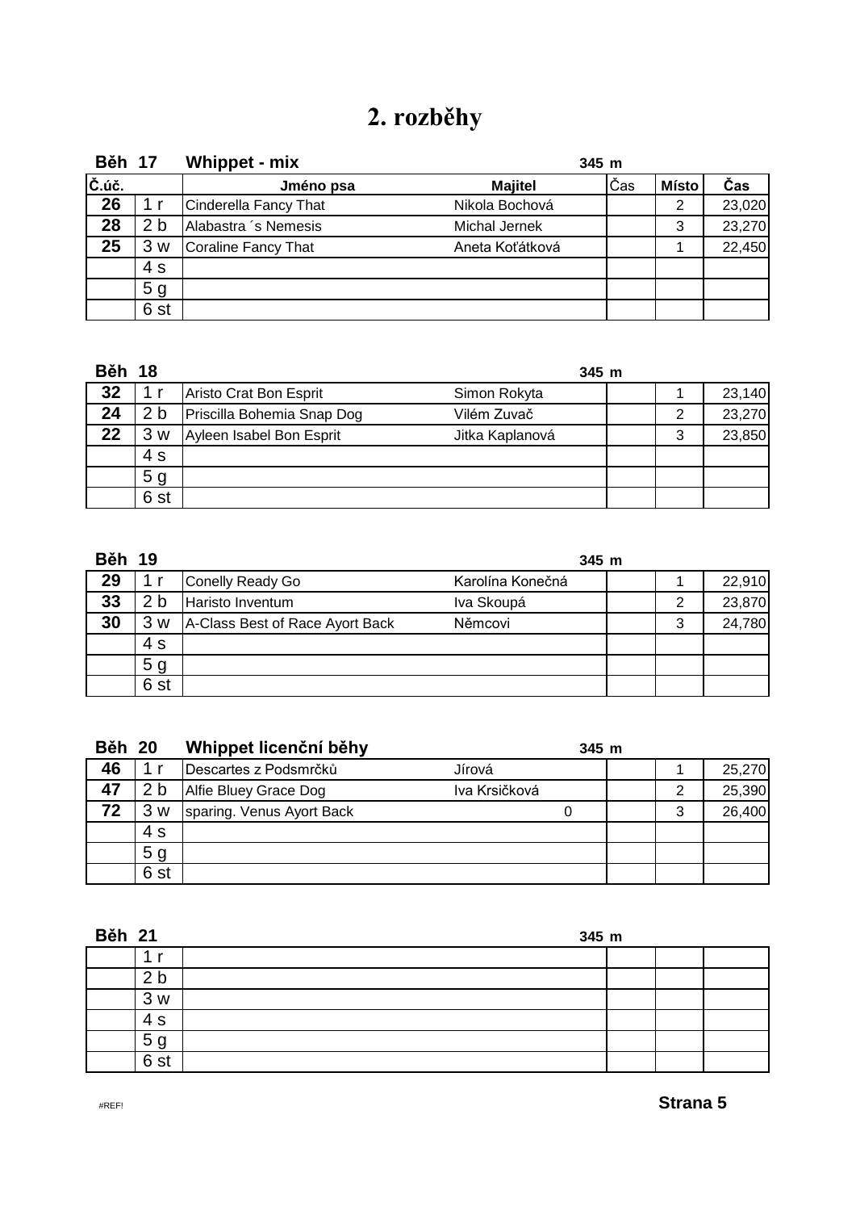# 2. rozběhy

**Běh 17** **Whippet - mix** **345 m**

| Č.úč. | | Jméno psa | Majitel | Čas | Místo | Čas |
|---|---|---|---|---|---|---|
| 26 | 1 r | Cinderella Fancy That | Nikola Bochová | | 2 | 23,020 |
| 28 | 2 b | Alabastra´s Nemesis | Michal Jernek | | 3 | 23,270 |
| 25 | 3 w | Coraline Fancy That | Aneta Koťátková | | 1 | 22,450 |
| | 4 s | | | | | |
| | 5 g | | | | | |
| | 6 st | | | | | |

**Běh 18** **345 m**

| Č.úč. | | Jméno psa | Majitel | Čas | Místo | Čas |
|---|---|---|---|---|---|---|
| 32 | 1 r | Aristo Crat Bon Esprit | Simon Rokyta | | 1 | 23,140 |
| 24 | 2 b | Priscilla Bohemia Snap Dog | Vilém Zuvač | | 2 | 23,270 |
| 22 | 3 w | Ayleen Isabel Bon Esprit | Jitka Kaplanová | | 3 | 23,850 |
| | 4 s | | | | | |
| | 5 g | | | | | |
| | 6 st | | | | | |

**Běh 19** **345 m**

| Č.úč. | | Jméno psa | Majitel | Čas | Místo | Čas |
|---|---|---|---|---|---|---|
| 29 | 1 r | Conelly Ready Go | Karolína Konečná | | 1 | 22,910 |
| 33 | 2 b | Haristo Inventum | Iva Skoupá | | 2 | 23,870 |
| 30 | 3 w | A-Class Best of Race Ayort Back | Němcovi | | 3 | 24,780 |
| | 4 s | | | | | |
| | 5 g | | | | | |
| | 6 st | | | | | |

**Běh 20** **Whippet licenční běhy** **345 m**

| Č.úč. | | Jméno psa | Majitel | Čas | Místo | Čas |
|---|---|---|---|---|---|---|
| 46 | 1 r | Descartes z Podsmrčků | Jírová | | 1 | 25,270 |
| 47 | 2 b | Alfie Bluey Grace Dog | Iva Krsičková | | 2 | 25,390 |
| 72 | 3 w | sparing. Venus Ayort Back | 0 | | 3 | 26,400 |
| | 4 s | | | | | |
| | 5 g | | | | | |
| | 6 st | | | | | |

**Běh 21** **345 m**

| Č.úč. | | Jméno psa | Majitel | Čas | Místo | Čas |
|---|---|---|---|---|---|---|
| | 1 r | | | | | |
| | 2 b | | | | | |
| | 3 w | | | | | |
| | 4 s | | | | | |
| | 5 g | | | | | |
| | 6 st | | | | | |

#REF!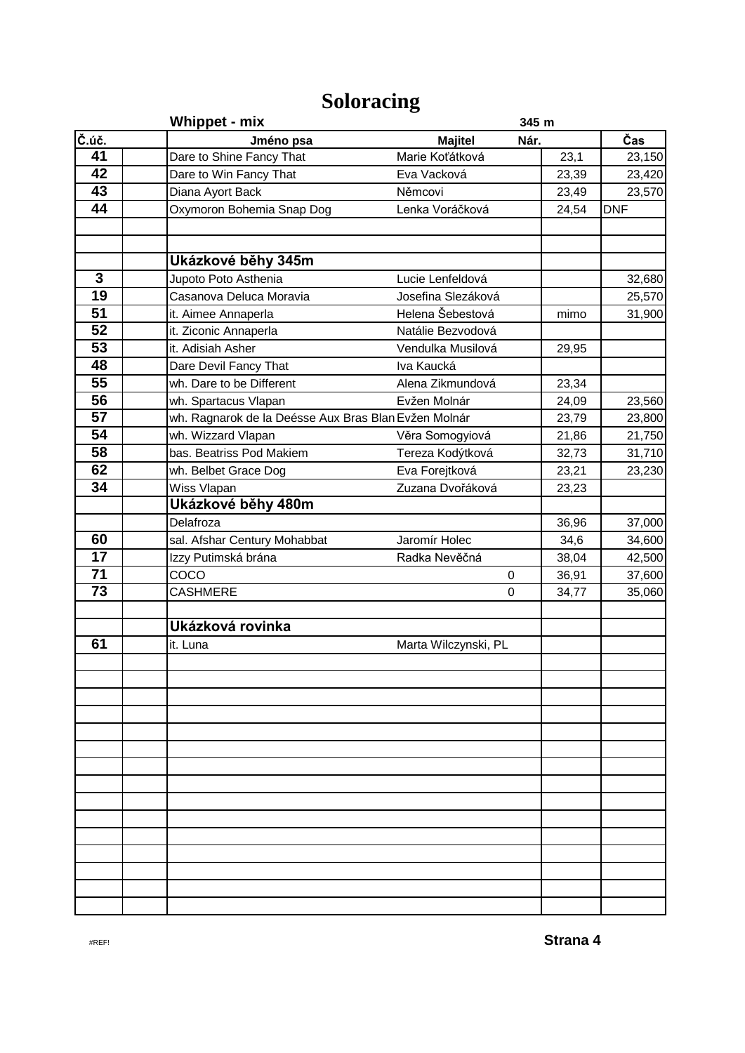# Soloracing

| Č.úč. | | Jméno psa | Majitel | Nár. | | Čas |
|---|---|---|---|---|---|---|
| | | **Whippet - mix** | | 345 m | | |
| 41 | | Dare to Shine Fancy That | Marie Koťátková | | 23,1 | 23,150 |
| 42 | | Dare to Win Fancy That | Eva Vacková | | 23,39 | 23,420 |
| 43 | | Diana Ayort Back | Němcovi | | 23,49 | 23,570 |
| 44 | | Oxymoron Bohemia Snap Dog | Lenka Voráčková | | 24,54 | DNF |
| | | | | | | |
| | | | | | | |
| | | **Ukázkové běhy 345m** | | | | |
| 3 | | Jupoto Poto Asthenia | Lucie Lenfeldová | | | 32,680 |
| 19 | | Casanova Deluca Moravia | Josefina Slezáková | | | 25,570 |
| 51 | | it. Aimee Annaperla | Helena Šebestová | | mimo | 31,900 |
| 52 | | it. Ziconic Annaperla | Natálie Bezvodová | | | |
| 53 | | it. Adisiah Asher | Vendulka Musilová | | 29,95 | |
| 48 | | Dare Devil Fancy That | Iva Kaucká | | | |
| 55 | | wh. Dare to be Different | Alena Zikmundová | | 23,34 | |
| 56 | | wh. Spartacus Vlapan | Evžen Molnár | | 24,09 | 23,560 |
| 57 | | wh. Ragnarok de la Deésse Aux Bras Blan | Evžen Molnár | | 23,79 | 23,800 |
| 54 | | wh. Wizzard Vlapan | Věra Somogyiová | | 21,86 | 21,750 |
| 58 | | bas. Beatriss Pod Makiem | Tereza Kodýtková | | 32,73 | 31,710 |
| 62 | | wh. Belbet Grace Dog | Eva Forejtková | | 23,21 | 23,230 |
| 34 | | Wiss Vlapan | Zuzana Dvořáková | | 23,23 | |
| | | **Ukázkové běhy 480m** | | | | |
| | | Delafroza | | | 36,96 | 37,000 |
| 60 | | sal. Afshar Century Mohabbat | Jaromír Holec | | 34,6 | 34,600 |
| 17 | | Izzy Putimská brána | Radka Nevěčná | | 38,04 | 42,500 |
| 71 | | COCO | | 0 | 36,91 | 37,600 |
| 73 | | CASHMERE | | 0 | 34,77 | 35,060 |
| | | | | | | |
| | | **Ukázková rovinka** | | | | |
| 61 | | it. Luna | Marta Wilczynski, PL | | | |
| | | | | | | |
| | | | | | | |
| | | | | | | |
| | | | | | | |
| | | | | | | |
| | | | | | | |
| | | | | | | |
| | | | | | | |
| | | | | | | |
| | | | | | | |
| | | | | | | |
| | | | | | | |
| | | | | | | |
| | | | | | | |
| | | | | | | |

#REF!

**Strana 4**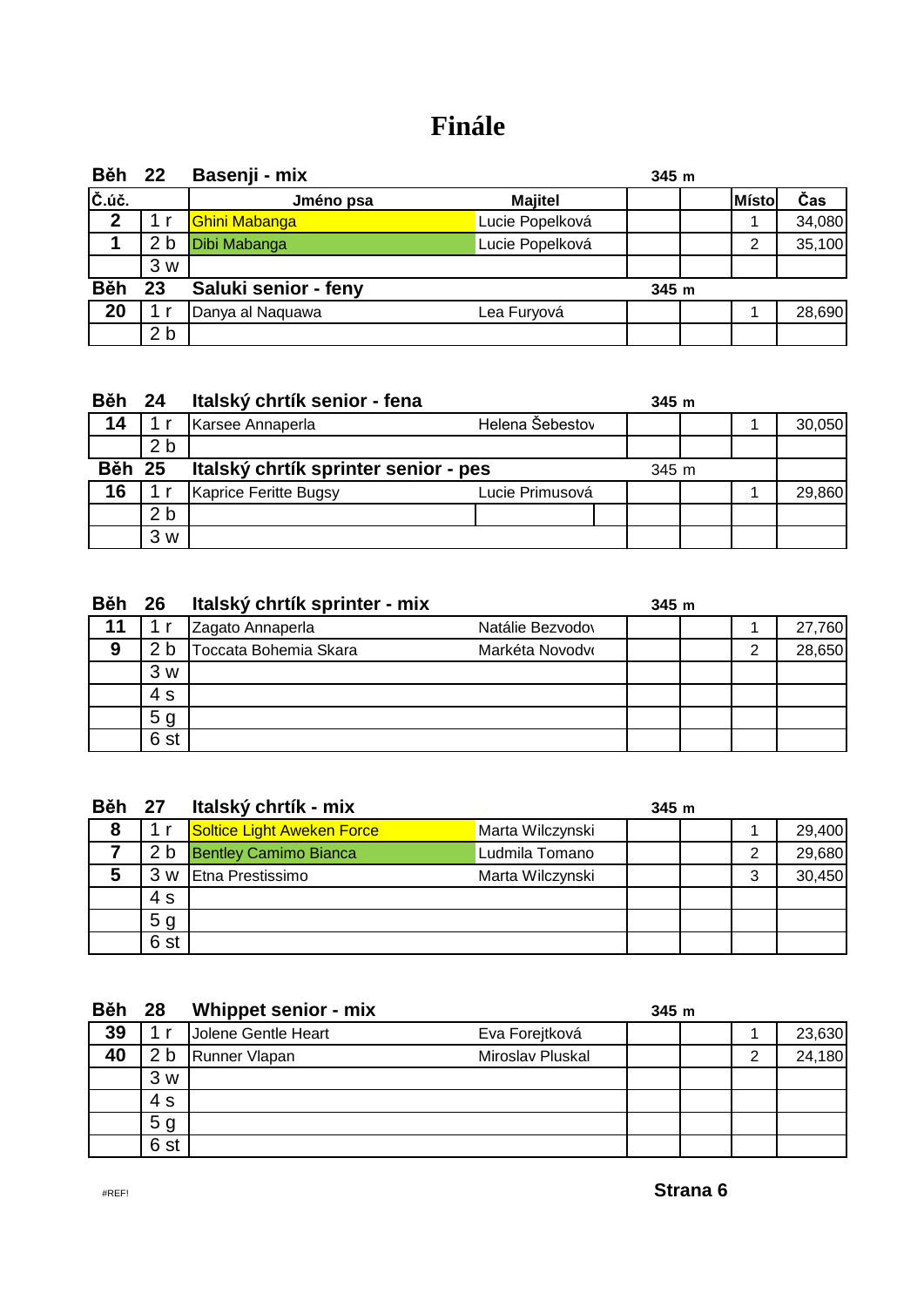# Finále

**Běh 22 Basenji - mix** 345 m

| Č.úč. | | Jméno psa | Majitel | | | Místo | Čas |
|---|---|---|---|---|---|---|---|
| 2 | 1 r | Ghini Mabanga | Lucie Popelková | | | 1 | 34,080 |
| 1 | 2 b | Dibi Mabanga | Lucie Popelková | | | 2 | 35,100 |
| | 3 w | | | | | | |

**Běh 23 Saluki senior - feny** 345 m

| Č.úč. | | Jméno psa | Majitel | | | Místo | Čas |
|---|---|---|---|---|---|---|---|
| 20 | 1 r | Danya al Naquawa | Lea Furyová | | | 1 | 28,690 |
| | 2 b | | | | | | |

**Běh 24 Italský chrtík senior - fena** 345 m

| Č.úč. | | Jméno psa | Majitel | | | Místo | Čas |
|---|---|---|---|---|---|---|---|
| 14 | 1 r | Karsee Annaperla | Helena Šebestov | | | 1 | 30,050 |
| | 2 b | | | | | | |

**Běh 25 Italský chrtík sprinter senior - pes** 345 m

| Č.úč. | | Jméno psa | Majitel | | | Místo | Čas |
|---|---|---|---|---|---|---|---|
| 16 | 1 r | Kaprice Feritte Bugsy | Lucie Primusová | | | 1 | 29,860 |
| | 2 b | | | | | | |
| | 3 w | | | | | | |

**Běh 26 Italský chrtík sprinter - mix** 345 m

| Č.úč. | | Jméno psa | Majitel | | | Místo | Čas |
|---|---|---|---|---|---|---|---|
| 11 | 1 r | Zagato Annaperla | Natálie Bezvodov | | | 1 | 27,760 |
| 9 | 2 b | Toccata Bohemia Skara | Markéta Novodvo | | | 2 | 28,650 |
| | 3 w | | | | | | |
| | 4 s | | | | | | |
| | 5 g | | | | | | |
| | 6 st | | | | | | |

**Běh 27 Italský chrtík - mix** 345 m

| Č.úč. | | Jméno psa | Majitel | | | Místo | Čas |
|---|---|---|---|---|---|---|---|
| 8 | 1 r | Soltice Light Aweken Force | Marta Wilczynski | | | 1 | 29,400 |
| 7 | 2 b | Bentley Camimo Bianca | Ludmila Tomano | | | 2 | 29,680 |
| 5 | 3 w | Etna Prestissimo | Marta Wilczynski | | | 3 | 30,450 |
| | 4 s | | | | | | |
| | 5 g | | | | | | |
| | 6 st | | | | | | |

**Běh 28 Whippet senior - mix** 345 m

| Č.úč. | | Jméno psa | Majitel | | | Místo | Čas |
|---|---|---|---|---|---|---|---|
| 39 | 1 r | Jolene Gentle Heart | Eva Forejtková | | | 1 | 23,630 |
| 40 | 2 b | Runner Vlapan | Miroslav Pluskal | | | 2 | 24,180 |
| | 3 w | | | | | | |
| | 4 s | | | | | | |
| | 5 g | | | | | | |
| | 6 st | | | | | | |

#REF!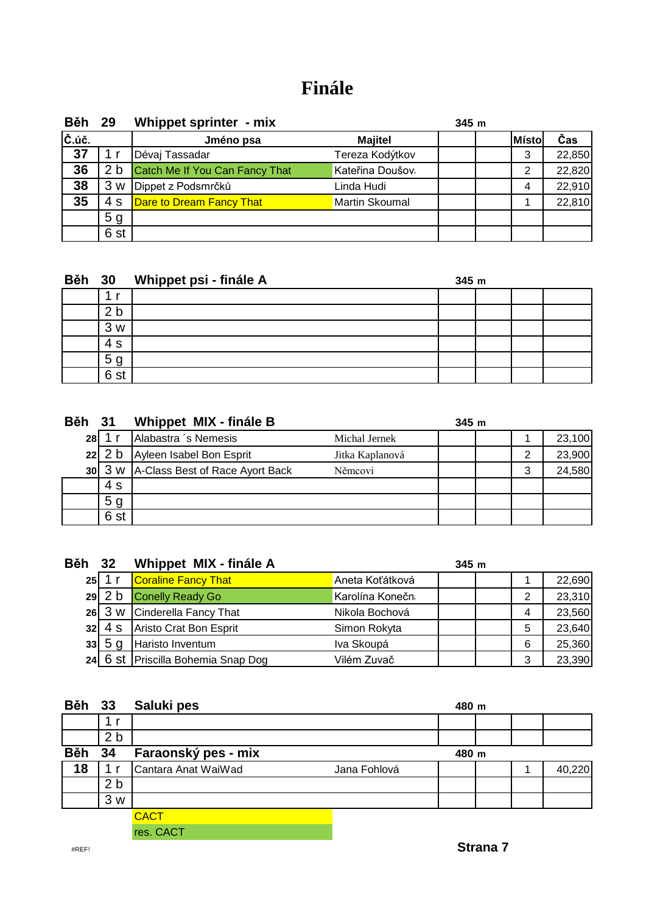# Finále

**Běh 29 Whippet sprinter - mix** 345 m

| Č.úč. | | Jméno psa | Majitel | | | Místo | Čas |
|---|---|---|---|---|---|---|---|
| 37 | 1 r | Dévaj Tassadar | Tereza Kodýtkov | | | 3 | 22,850 |
| 36 | 2 b | Catch Me If You Can Fancy That | Kateřina Doušov | | | 2 | 22,820 |
| 38 | 3 w | Dippet z Podsmrčků | Linda Hudi | | | 4 | 22,910 |
| 35 | 4 s | Dare to Dream Fancy That | Martin Skoumal | | | 1 | 22,810 |
| | 5 g | | | | | | |
| | 6 st | | | | | | |

**Běh 30 Whippet psi - finále A** 345 m

| | | | | | | | |
|---|---|---|---|---|---|---|---|
| | 1 r | | | | | | |
| | 2 b | | | | | | |
| | 3 w | | | | | | |
| | 4 s | | | | | | |
| | 5 g | | | | | | |
| | 6 st | | | | | | |

**Běh 31 Whippet MIX - finále B** 345 m

| | | | | | | | |
|---|---|---|---|---|---|---|---|
| 28 | 1 r | Alabastra ´s Nemesis | Michal Jernek | | | 1 | 23,100 |
| 22 | 2 b | Ayleen Isabel Bon Esprit | Jitka Kaplanová | | | 2 | 23,900 |
| 30 | 3 w | A-Class Best of Race Ayort Back | Němcovi | | | 3 | 24,580 |
| | 4 s | | | | | | |
| | 5 g | | | | | | |
| | 6 st | | | | | | |

**Běh 32 Whippet MIX - finále A** 345 m

| | | | | | | | |
|---|---|---|---|---|---|---|---|
| 25 | 1 r | Coraline Fancy That | Aneta Koťátková | | | 1 | 22,690 |
| 29 | 2 b | Conelly Ready Go | Karolína Konečn | | | 2 | 23,310 |
| 26 | 3 w | Cinderella Fancy That | Nikola Bochová | | | 4 | 23,560 |
| 32 | 4 s | Aristo Crat Bon Esprit | Simon Rokyta | | | 5 | 23,640 |
| 33 | 5 g | Haristo Inventum | Iva Skoupá | | | 6 | 25,360 |
| 24 | 6 st | Priscilla Bohemia Snap Dog | Vilém Zuvač | | | 3 | 23,390 |

**Běh 33 Saluki pes** 480 m

| | | | | | | | |
|---|---|---|---|---|---|---|---|
| | 1 r | | | | | | |
| | 2 b | | | | | | |

**Běh 34 Faraonský pes - mix** 480 m

| | | | | | | | |
|---|---|---|---|---|---|---|---|
| 18 | 1 r | Cantara Anat WaiWad | Jana Fohlová | | | 1 | 40,220 |
| | 2 b | | | | | | |
| | 3 w | | | | | | |

CACT

res. CACT

#REF!